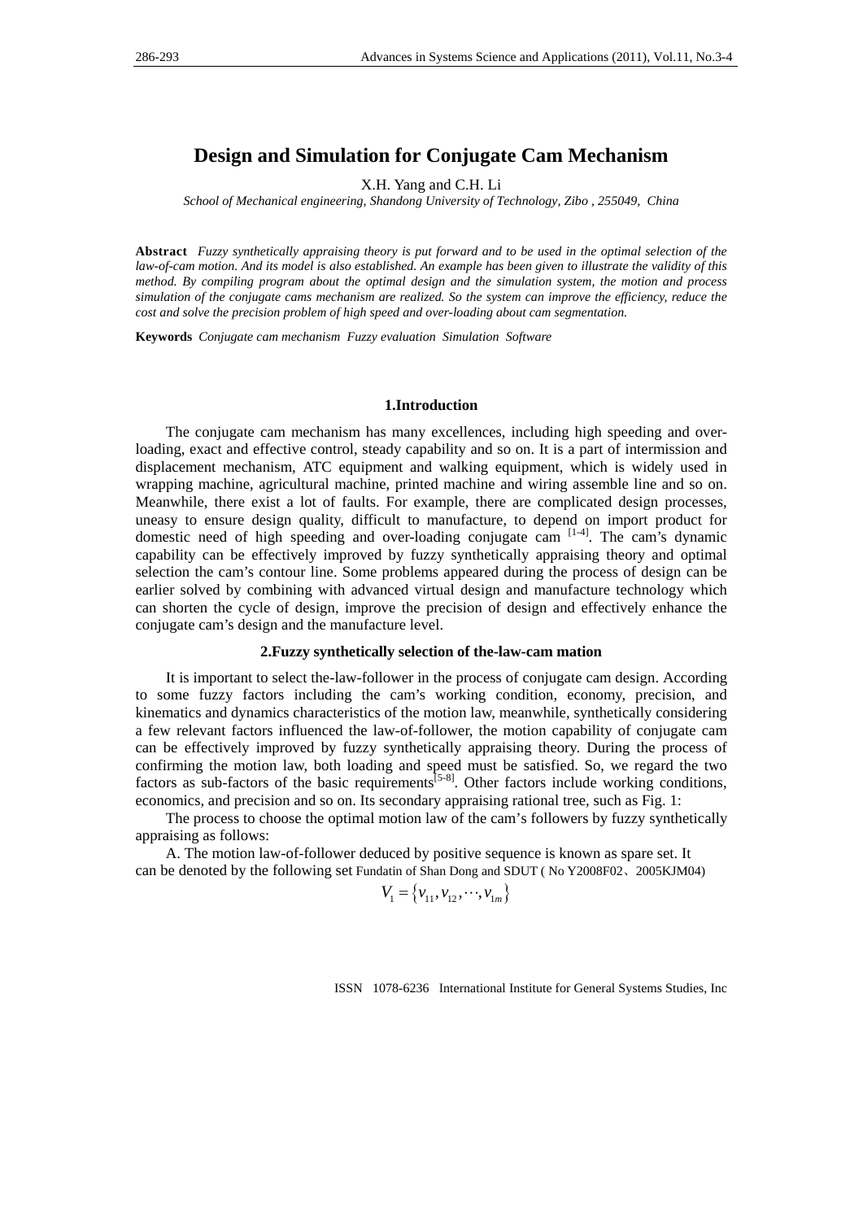# Design and Simulation for Conjugate Cam Mechanism

X.H. Yang and C.H. Li

*School of Mechanical engineering, Shandong University of Technology, Zibo , 255049, China*

**Abstract** *Fuzzy synthetically appraising theory is put forward and to be used in the optimal selection of the law-of-cam motion. And its model is also established. An example has been given to illustrate the validity of this method. By compiling program about the optimal design and the simulation system, the motion and process simulation of the conjugate cams mechanism are realized. So the system can improve the efficiency, reduce the cost and solve the precision problem of high speed and over-loading about cam segmentation.*

**Keywords** *Conjugate cam mechanism Fuzzy evaluation Simulation Software*

## 1.Introduction

The conjugate cam mechanism has many excellences, including high speeding and over-loading, exact and effective control, steady capability and so on. It is a part of intermission and displacement mechanism, ATC equipment and walking equipment, which is widely used in wrapping machine, agricultural machine, printed machine and wiring assemble line and so on. Meanwhile, there exist a lot of faults. For example, there are complicated design processes, uneasy to ensure design quality, difficult to manufacture, to depend on import product for domestic need of high speeding and over-loading conjugate cam [1-4]. The cam's dynamic capability can be effectively improved by fuzzy synthetically appraising theory and optimal selection the cam's contour line. Some problems appeared during the process of design can be earlier solved by combining with advanced virtual design and manufacture technology which can shorten the cycle of design, improve the precision of design and effectively enhance the conjugate cam's design and the manufacture level.

## 2.Fuzzy synthetically selection of the-law-cam mation

It is important to select the-law-follower in the process of conjugate cam design. According to some fuzzy factors including the cam's working condition, economy, precision, and kinematics and dynamics characteristics of the motion law, meanwhile, synthetically considering a few relevant factors influenced the law-of-follower, the motion capability of conjugate cam can be effectively improved by fuzzy synthetically appraising theory. During the process of confirming the motion law, both loading and speed must be satisfied. So, we regard the two factors as sub-factors of the basic requirements[5-8]. Other factors include working conditions, economics, and precision and so on. Its secondary appraising rational tree, such as Fig. 1:

The process to choose the optimal motion law of the cam's followers by fuzzy synthetically appraising as follows:

A. The motion law-of-follower deduced by positive sequence is known as spare set. It can be denoted by the following set

$$V_1 = \{v_{11}, v_{12}, \cdots, v_{1m}\}$$

Fundatin of Shan Dong and SDUT ( No Y2008F02、2005KJM04)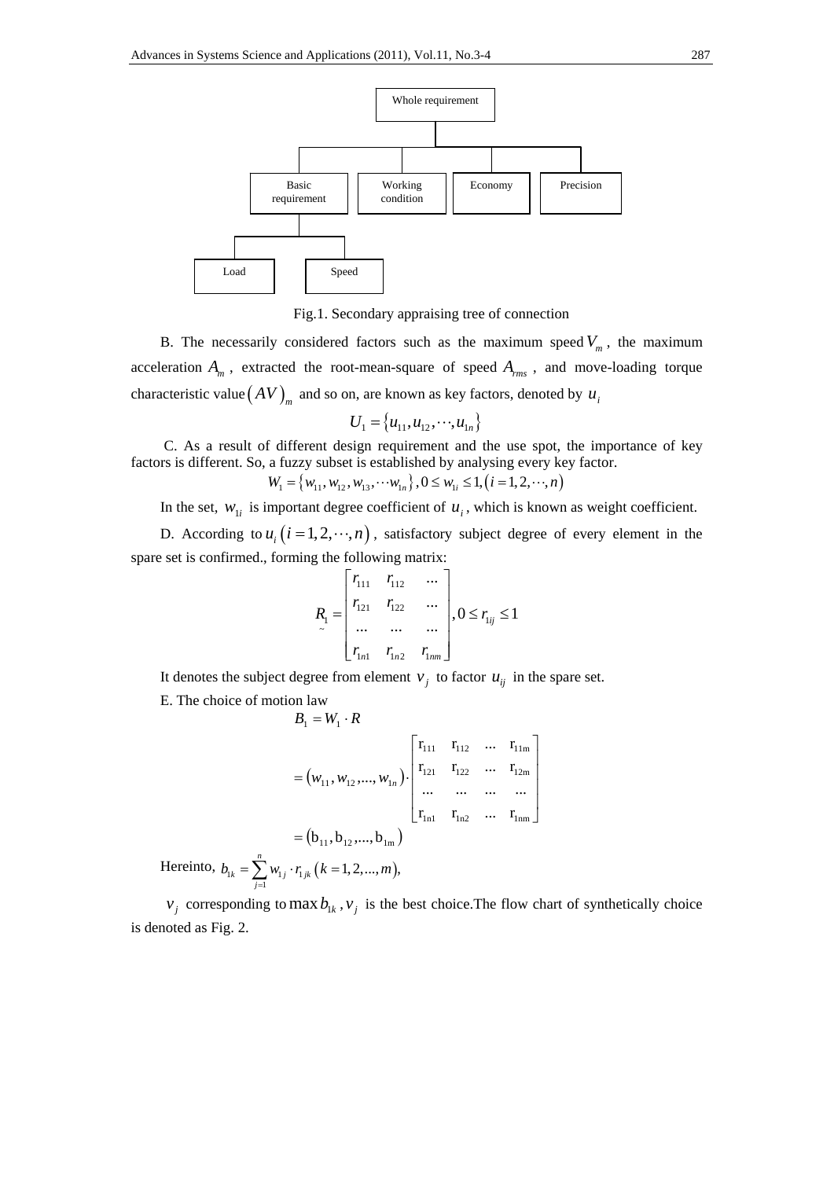Whole requirement

Basic requirement | Working condition | Economy | Precision

Load | Speed

Fig.1. Secondary appraising tree of connection

B. The necessarily considered factors such as the maximum speed $V_m$, the maximum acceleration $A_m$, extracted the root-mean-square of speed $A_{rms}$, and move-loading torque characteristic value $(AV)_m$ and so on, are known as key factors, denoted by $u_i$

$$U_1 = \{u_{11}, u_{12}, \cdots, u_{1n}\}$$

C. As a result of different design requirement and the use spot, the importance of key factors is different. So, a fuzzy subset is established by analysing every key factor.

$$W_1 = \{w_{11}, w_{12}, w_{13}, \cdots w_{1n}\}, 0 \le w_{1i} \le 1, (i = 1, 2, \cdots, n)$$

In the set, $w_{1i}$ is important degree coefficient of $u_i$, which is known as weight coefficient.

D. According to $u_i \ (i = 1, 2, \cdots, n)$, satisfactory subject degree of every element in the spare set is confirmed., forming the following matrix:

$$\underset{\sim}{R_1} = \begin{bmatrix} r_{111} & r_{112} & \cdots \\ r_{121} & r_{122} & \cdots \\ \cdots & \cdots & \cdots \\ r_{1n1} & r_{1n2} & r_{1nm} \end{bmatrix}, 0 \le r_{1ij} \le 1$$

It denotes the subject degree from element $v_j$ to factor $u_{ij}$ in the spare set.

E. The choice of motion law

$$\begin{aligned} B_1 &= W_1 \cdot R \\ &= (w_{11}, w_{12}, ..., w_{1n}) \cdot \begin{bmatrix} \mathrm{r}_{111} & \mathrm{r}_{112} & \cdots & \mathrm{r}_{11\mathrm{m}} \\ \mathrm{r}_{121} & \mathrm{r}_{122} & \cdots & \mathrm{r}_{12\mathrm{m}} \\ \cdots & \cdots & \cdots & \cdots \\ \mathrm{r}_{1\mathrm{n}1} & \mathrm{r}_{1\mathrm{n}2} & \cdots & \mathrm{r}_{1\mathrm{nm}} \end{bmatrix} \\ &= (\mathrm{b}_{11}, \mathrm{b}_{12}, ..., \mathrm{b}_{1\mathrm{m}}) \end{aligned}$$

Hereinto, $b_{1k} = \sum_{j=1}^{n} w_{1j} \cdot r_{1jk} \ (k = 1, 2, ..., m)$,

$v_j$ corresponding to $\max b_{1k}$, $v_j$ is the best choice.The flow chart of synthetically choice is denoted as Fig. 2.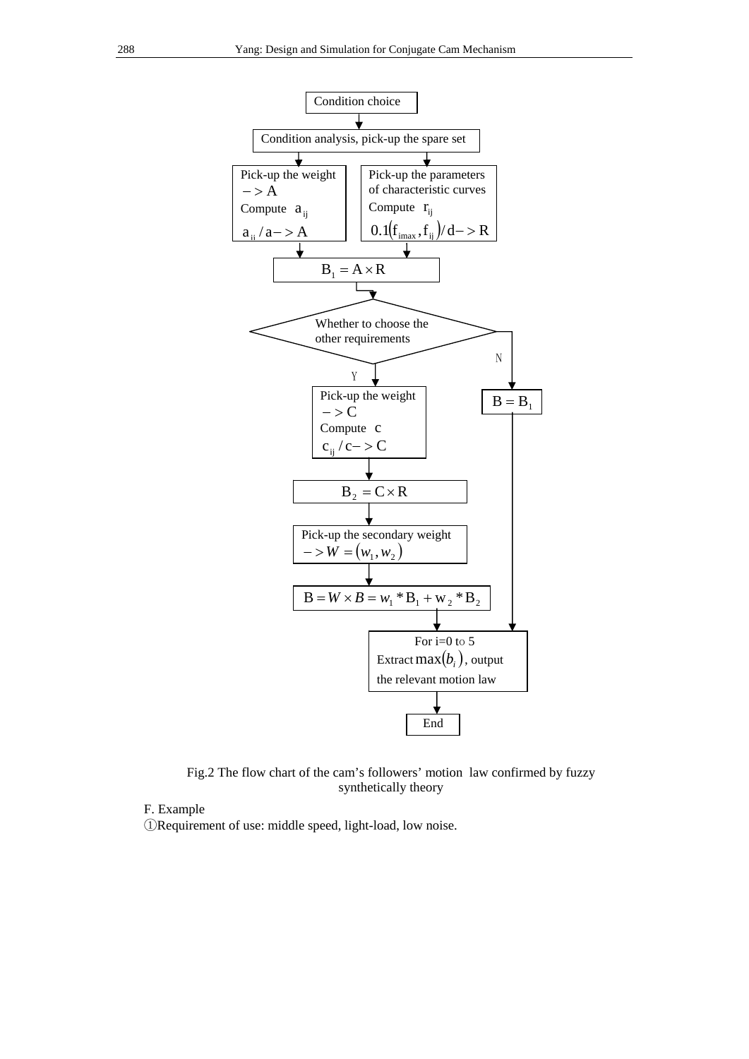Condition choice

Condition analysis, pick-up the spare set

Pick-up the weight $->A$
Compute $a_{ij}$
$a_{ii}/a->A$

Pick-up the parameters of characteristic curves
Compute $r_{ij}$
$0.1(f_{imax}, f_{ij})/d->R$

$B_1 = A \times R$

Whether to choose the other requirements

Y

Pick-up the weight $->C$
Compute $c$
$c_{ij}/c->C$

$B_2 = C \times R$

Pick-up the secondary weight $->W = (w_1, w_2)$

$B = W \times B = w_1 * B_1 + w_2 * B_2$

N

$B = B_1$

For i=0 to 5
Extract $\max(b_i)$, output the relevant motion law

End

Fig.2 The flow chart of the cam's followers' motion law confirmed by fuzzy synthetically theory

F. Example

①Requirement of use: middle speed, light-load, low noise.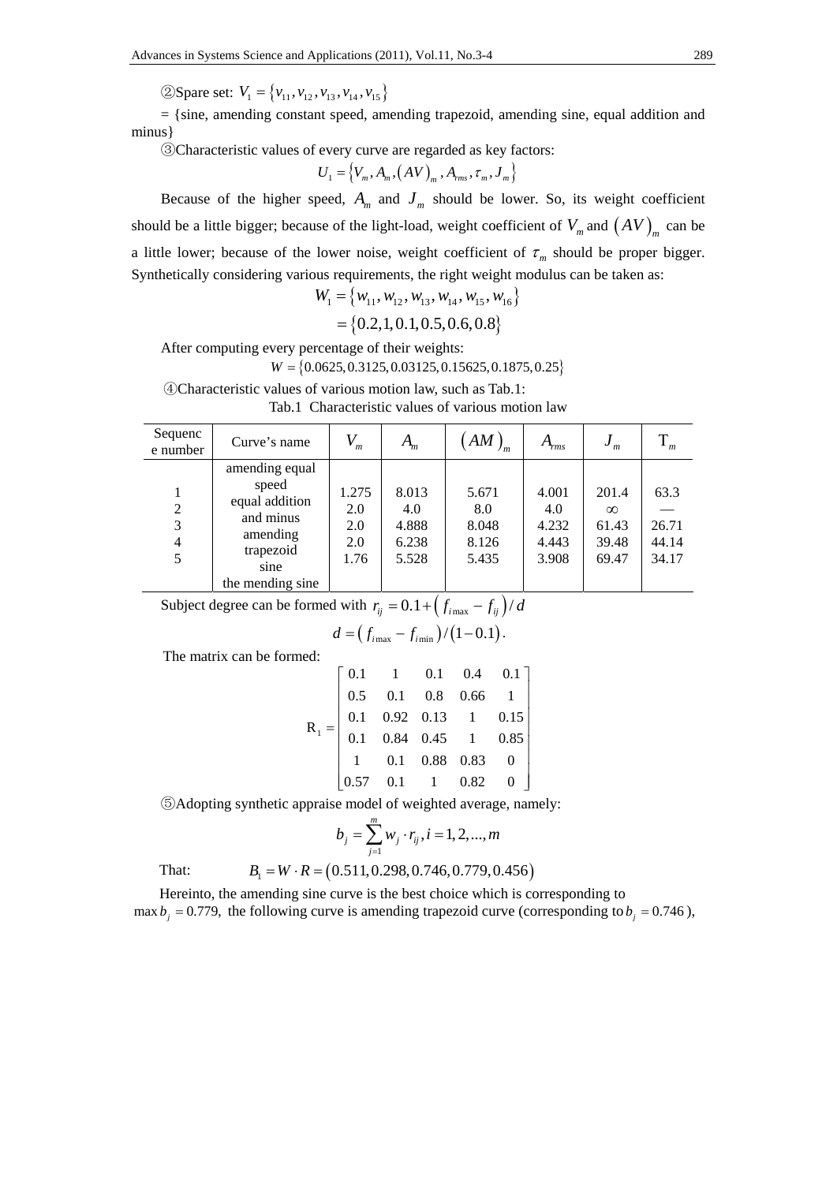②Spare set: $V_1 = \{v_{11}, v_{12}, v_{13}, v_{14}, v_{15}\}$

= {sine, amending constant speed, amending trapezoid, amending sine, equal addition and minus}

③Characteristic values of every curve are regarded as key factors:

$$U_1 = \{V_m, A_m, (AV)_m, A_{rms}, \tau_m, J_m\}$$

Because of the higher speed, $A_m$ and $J_m$ should be lower. So, its weight coefficient should be a little bigger; because of the light-load, weight coefficient of $V_m$ and $(AV)_m$ can be a little lower; because of the lower noise, weight coefficient of $\tau_m$ should be proper bigger. Synthetically considering various requirements, the right weight modulus can be taken as:

$$W_1 = \{w_{11}, w_{12}, w_{13}, w_{14}, w_{15}, w_{16}\}$$

$$= \{0.2, 1, 0.1, 0.5, 0.6, 0.8\}$$

After computing every percentage of their weights:

$$W = \{0.0625, 0.3125, 0.03125, 0.15625, 0.1875, 0.25\}$$

④Characteristic values of various motion law, such as Tab.1:

Tab.1 Characteristic values of various motion law

| Sequence number | Curve's name | $V_m$ | $A_m$ | $(AM)_m$ | $A_{rms}$ | $J_m$ | $T_m$ |
|---|---|---|---|---|---|---|---|
| 1 | amending equal speed | 1.275 | 8.013 | 5.671 | 4.001 | 201.4 | 63.3 |
| 2 | equal addition and minus | 2.0 | 4.0 | 8.0 | 4.0 | $\infty$ | — |
| 3 | amending trapezoid | 2.0 | 4.888 | 8.048 | 4.232 | 61.43 | 26.71 |
| 4 | sine | 2.0 | 6.238 | 8.126 | 4.443 | 39.48 | 44.14 |
| 5 | the mending sine | 1.76 | 5.528 | 5.435 | 3.908 | 69.47 | 34.17 |

Subject degree can be formed with $r_{ij} = 0.1 + \left(f_{i\max} - f_{ij}\right)/d$

$$d = \left(f_{i\max} - f_{i\min}\right)/(1 - 0.1).$$

The matrix can be formed:

$$R_1 = \begin{bmatrix} 0.1 & 1 & 0.1 & 0.4 & 0.1 \\ 0.5 & 0.1 & 0.8 & 0.66 & 1 \\ 0.1 & 0.92 & 0.13 & 1 & 0.15 \\ 0.1 & 0.84 & 0.45 & 1 & 0.85 \\ 1 & 0.1 & 0.88 & 0.83 & 0 \\ 0.57 & 0.1 & 1 & 0.82 & 0 \end{bmatrix}$$

⑤Adopting synthetic appraise model of weighted average, namely:

$$b_j = \sum_{j=1}^{m} w_j \cdot r_{ij}, i = 1, 2, ..., m$$

That: $B_1 = W \cdot R = (0.511, 0.298, 0.746, 0.779, 0.456)$

Hereinto, the amending sine curve is the best choice which is corresponding to $\max b_j = 0.779$, the following curve is amending trapezoid curve (corresponding to $b_j = 0.746$),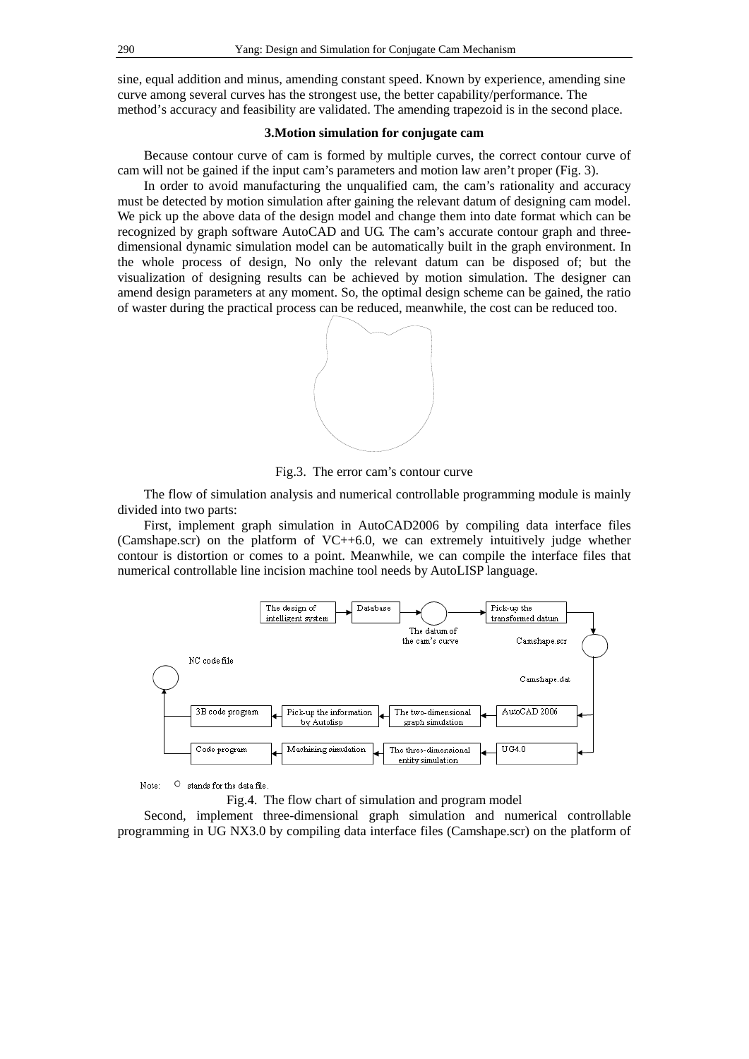sine, equal addition and minus, amending constant speed. Known by experience, amending sine curve among several curves has the strongest use, the better capability/performance. The method's accuracy and feasibility are validated. The amending trapezoid is in the second place.

### 3.Motion simulation for conjugate cam

Because contour curve of cam is formed by multiple curves, the correct contour curve of cam will not be gained if the input cam's parameters and motion law aren't proper (Fig. 3).

In order to avoid manufacturing the unqualified cam, the cam's rationality and accuracy must be detected by motion simulation after gaining the relevant datum of designing cam model. We pick up the above data of the design model and change them into date format which can be recognized by graph software AutoCAD and UG. The cam's accurate contour graph and three-dimensional dynamic simulation model can be automatically built in the graph environment. In the whole process of design, No only the relevant datum can be disposed of; but the visualization of designing results can be achieved by motion simulation. The designer can amend design parameters at any moment. So, the optimal design scheme can be gained, the ratio of waster during the practical process can be reduced, meanwhile, the cost can be reduced too.

Fig.3. The error cam's contour curve

The flow of simulation analysis and numerical controllable programming module is mainly divided into two parts:

First, implement graph simulation in AutoCAD2006 by compiling data interface files (Camshape.scr) on the platform of VC++6.0, we can extremely intuitively judge whether contour is distortion or comes to a point. Meanwhile, we can compile the interface files that numerical controllable line incision machine tool needs by AutoLISP language.

The design of intelligent system → Database → The datum of the cam's curve → Pick-up the transformed datum → Camshape.scr → Camshape.dat

AutoCAD 2006 → The two-dimensional graph simulation → Pick-up the information by Autolisp → 3B code program → NC code file

UG4.0 → The three-dimensional entity simulation → Machining simulation → Code program → NC code file

Note: ○ stands for the data file.

Fig.4. The flow chart of simulation and program model

Second, implement three-dimensional graph simulation and numerical controllable programming in UG NX3.0 by compiling data interface files (Camshape.scr) on the platform of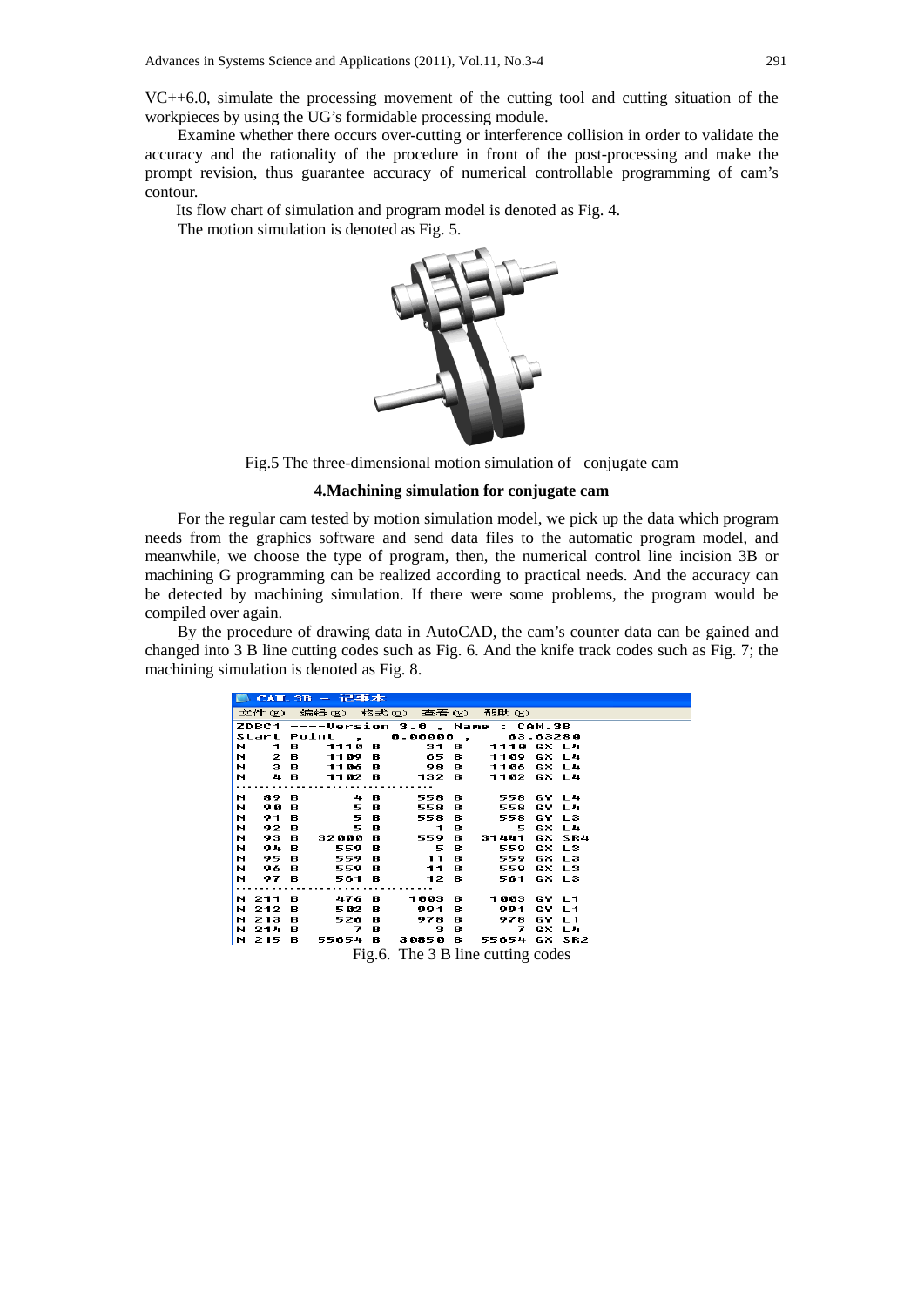VC++6.0, simulate the processing movement of the cutting tool and cutting situation of the workpieces by using the UG's formidable processing module.

Examine whether there occurs over-cutting or interference collision in order to validate the accuracy and the rationality of the procedure in front of the post-processing and make the prompt revision, thus guarantee accuracy of numerical controllable programming of cam's contour.

Its flow chart of simulation and program model is denoted as Fig. 4.

The motion simulation is denoted as Fig. 5.

Fig.5 The three-dimensional motion simulation of conjugate cam

## 4.Machining simulation for conjugate cam

For the regular cam tested by motion simulation model, we pick up the data which program needs from the graphics software and send data files to the automatic program model, and meanwhile, we choose the type of program, then, the numerical control line incision 3B or machining G programming can be realized according to practical needs. And the accuracy can be detected by machining simulation. If there were some problems, the program would be compiled over again.

By the procedure of drawing data in AutoCAD, the cam's counter data can be gained and changed into 3 B line cutting codes such as Fig. 6. And the knife track codes such as Fig. 7; the machining simulation is denoted as Fig. 8.

```
CAM.3B - 记事本
文件(F)  编辑(E)  格式(O)  查看(V)  帮助(H)
ZDBC1 ----Version 3.0 , Name : CAM.3B
Start Point  ,    0.00000 ,     63.63280
N    1 B    1110 B     31 B    1110 GX L4
N    2 B    1109 B     65 B    1109 GX L4
N    3 B    1106 B     98 B    1106 GX L4
N    4 B    1102 B    132 B    1102 GX L4
...............................
N   89 B       4 B    558 B     558 GY L4
N   90 B       5 B    558 B     558 GY L4
N   91 B       5 B    558 B     558 GY L3
N   92 B       5 B      1 B       5 GX L4
N   93 B   32000 B    559 B   31441 GX SR4
N   94 B     559 B      5 B     559 GX L3
N   95 B     559 B     11 B     559 GX L3
N   96 B     559 B     11 B     559 GX L3
N   97 B     561 B     12 B     561 GX L3
...............................
N  211 B     476 B   1003 B    1003 GY L1
N  212 B     502 B    991 B     991 GY L1
N  213 B     526 B    978 B     978 GY L1
N  214 B       7 B      3 B       7 GX L4
N  215 B   55654 B  30850 B   55654 GX SR2
```

Fig.6. The 3 B line cutting codes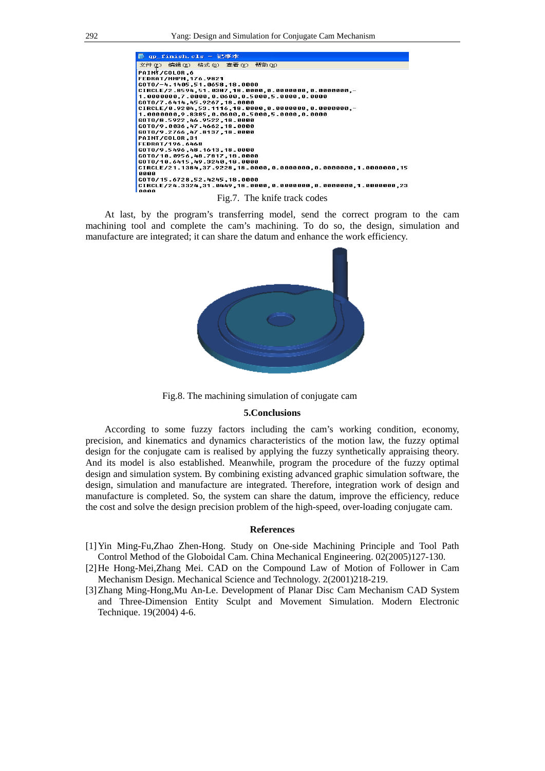```
PAINT/COLOR,6
FEDRAT/MMPM,176.9821
GOTO/-4.1405,51.0658,18.0000
CIRCLE/2.8594,51.0307,18.0000,0.0000000,0.0000000,-
1.0000000,7.0000,0.0600,0.5000,5.0000,0.0000
GOTO/7.6414,45.9267,18.0000
CIRCLE/0.9204,53.1116,18.0000,0.0000000,0.0000000,-
1.0000000,9.8385,0.0600,0.5000,5.0000,0.0000
GOTO/8.5922,46.9522,18.0000
GOTO/9.0036,47.4662,18.0000
GOTO/9.2766,47.8137,18.0000
PAINT/COLOR,31
FEDRAT/196.6468
GOTO/9.5496,48.1613,18.0000
GOTO/10.0956,48.7817,18.0000
GOTO/10.6415,49.3240,18.0000
CIRCLE/21.1384,37.9228,18.0000,0.0000000,0.0000000,1.0000000,15
0000
GOTO/15.6728,52.4245,18.0000
CIRCLE/24.3324,31.0449,18.0000,0.0000000,0.0000000,1.0000000,23
0000
```

Fig.7. The knife track codes

At last, by the program's transferring model, send the correct program to the cam machining tool and complete the cam's machining. To do so, the design, simulation and manufacture are integrated; it can share the datum and enhance the work efficiency.

Fig.8. The machining simulation of conjugate cam

## 5.Conclusions

According to some fuzzy factors including the cam's working condition, economy, precision, and kinematics and dynamics characteristics of the motion law, the fuzzy optimal design for the conjugate cam is realised by applying the fuzzy synthetically appraising theory. And its model is also established. Meanwhile, program the procedure of the fuzzy optimal design and simulation system. By combining existing advanced graphic simulation software, the design, simulation and manufacture are integrated. Therefore, integration work of design and manufacture is completed. So, the system can share the datum, improve the efficiency, reduce the cost and solve the design precision problem of the high-speed, over-loading conjugate cam.

## References

[1] Yin Ming-Fu,Zhao Zhen-Hong. Study on One-side Machining Principle and Tool Path Control Method of the Globoidal Cam. China Mechanical Engineering. 02(2005)127-130.

[2] He Hong-Mei,Zhang Mei. CAD on the Compound Law of Motion of Follower in Cam Mechanism Design. Mechanical Science and Technology. 2(2001)218-219.

[3] Zhang Ming-Hong,Mu An-Le. Development of Planar Disc Cam Mechanism CAD System and Three-Dimension Entity Sculpt and Movement Simulation. Modern Electronic Technique. 19(2004) 4-6.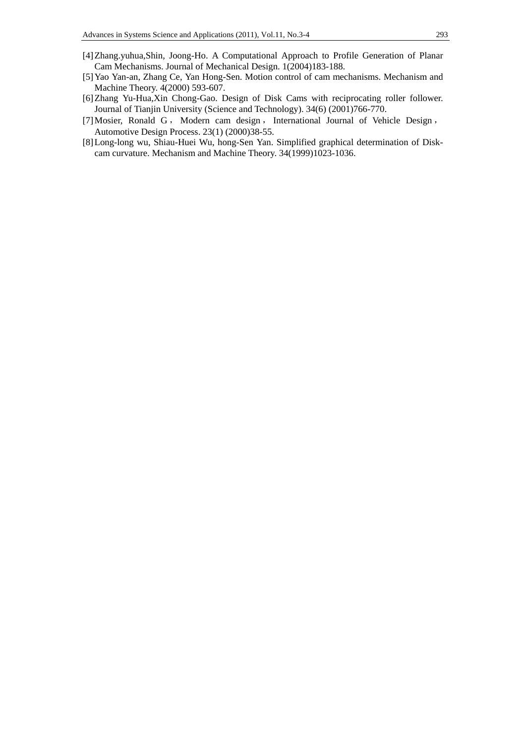[4] Zhang.yuhua,Shin, Joong-Ho. A Computational Approach to Profile Generation of Planar Cam Mechanisms. Journal of Mechanical Design. 1(2004)183-188.

[5] Yao Yan-an, Zhang Ce, Yan Hong-Sen. Motion control of cam mechanisms. Mechanism and Machine Theory. 4(2000) 593-607.

[6] Zhang Yu-Hua,Xin Chong-Gao. Design of Disk Cams with reciprocating roller follower. Journal of Tianjin University (Science and Technology). 34(6) (2001)766-770.

[7] Mosier, Ronald G， Modern cam design， International Journal of Vehicle Design， Automotive Design Process. 23(1) (2000)38-55.

[8] Long-long wu, Shiau-Huei Wu, hong-Sen Yan. Simplified graphical determination of Disk-cam curvature. Mechanism and Machine Theory. 34(1999)1023-1036.